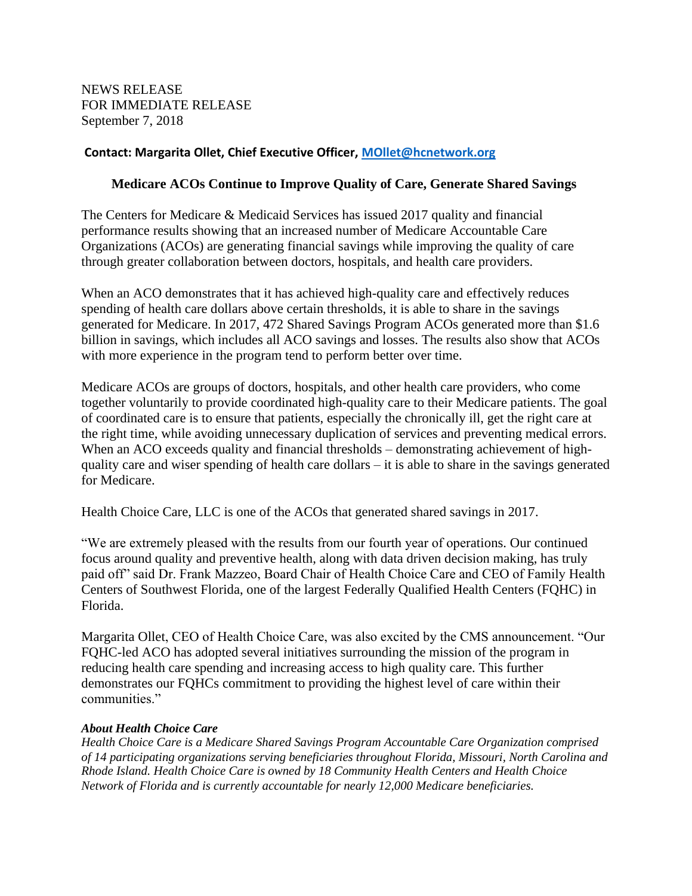NEWS RELEASE
FOR IMMEDIATE RELEASE
September 7, 2018

**Contact: Margarita Ollet, Chief Executive Officer, [MOllet@hcnetwork.org](mailto:MOllet@hcnetwork.org)**

# Medicare ACOs Continue to Improve Quality of Care, Generate Shared Savings

The Centers for Medicare & Medicaid Services has issued 2017 quality and financial performance results showing that an increased number of Medicare Accountable Care Organizations (ACOs) are generating financial savings while improving the quality of care through greater collaboration between doctors, hospitals, and health care providers.

When an ACO demonstrates that it has achieved high-quality care and effectively reduces spending of health care dollars above certain thresholds, it is able to share in the savings generated for Medicare. In 2017, 472 Shared Savings Program ACOs generated more than $1.6 billion in savings, which includes all ACO savings and losses. The results also show that ACOs with more experience in the program tend to perform better over time.

Medicare ACOs are groups of doctors, hospitals, and other health care providers, who come together voluntarily to provide coordinated high-quality care to their Medicare patients. The goal of coordinated care is to ensure that patients, especially the chronically ill, get the right care at the right time, while avoiding unnecessary duplication of services and preventing medical errors. When an ACO exceeds quality and financial thresholds – demonstrating achievement of high-quality care and wiser spending of health care dollars – it is able to share in the savings generated for Medicare.

Health Choice Care, LLC is one of the ACOs that generated shared savings in 2017.

"We are extremely pleased with the results from our fourth year of operations. Our continued focus around quality and preventive health, along with data driven decision making, has truly paid off" said Dr. Frank Mazzeo, Board Chair of Health Choice Care and CEO of Family Health Centers of Southwest Florida, one of the largest Federally Qualified Health Centers (FQHC) in Florida.

Margarita Ollet, CEO of Health Choice Care, was also excited by the CMS announcement. "Our FQHC-led ACO has adopted several initiatives surrounding the mission of the program in reducing health care spending and increasing access to high quality care. This further demonstrates our FQHCs commitment to providing the highest level of care within their communities."

***About Health Choice Care***

*Health Choice Care is a Medicare Shared Savings Program Accountable Care Organization comprised of 14 participating organizations serving beneficiaries throughout Florida, Missouri, North Carolina and Rhode Island. Health Choice Care is owned by 18 Community Health Centers and Health Choice Network of Florida and is currently accountable for nearly 12,000 Medicare beneficiaries.*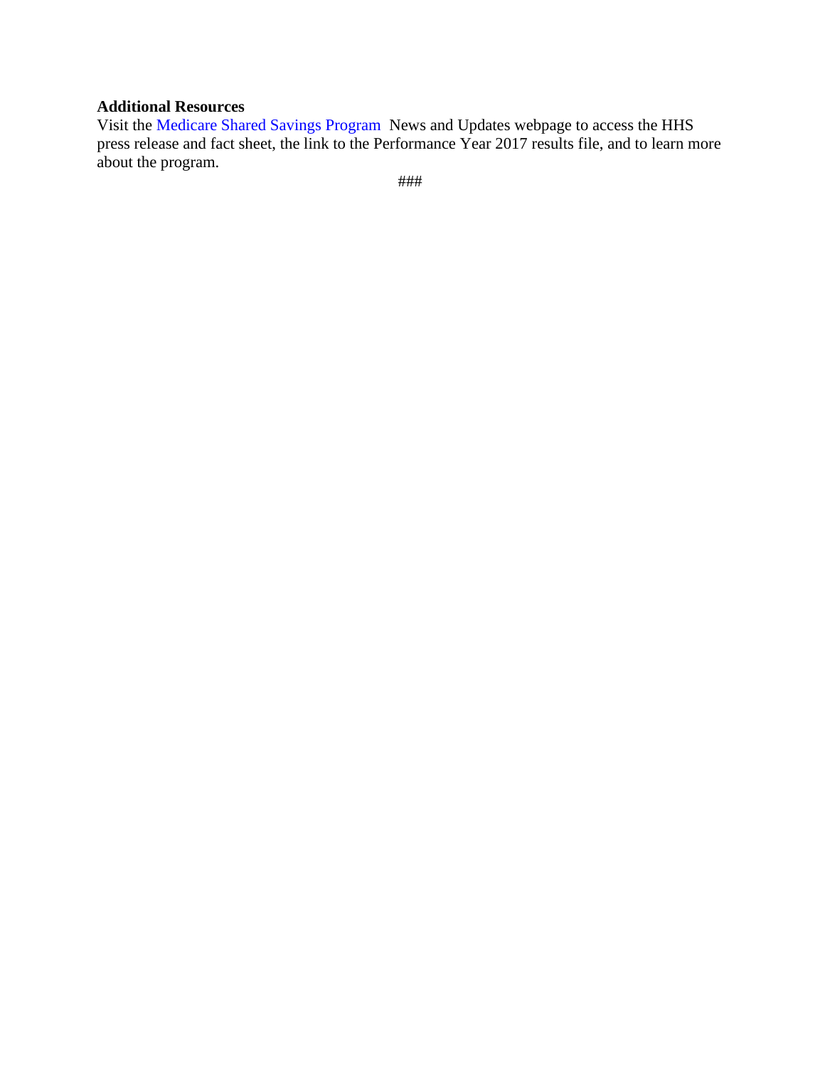**Additional Resources**

Visit the Medicare Shared Savings Program News and Updates webpage to access the HHS press release and fact sheet, the link to the Performance Year 2017 results file, and to learn more about the program.

###